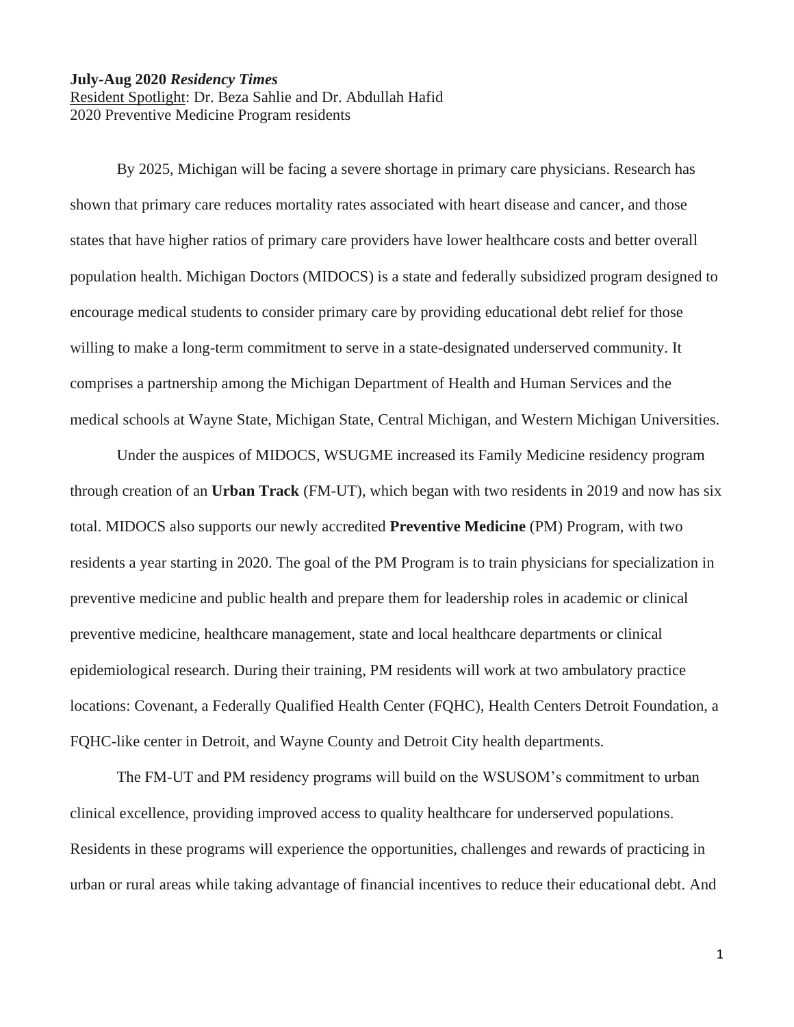**July-Aug 2020 *Residency Times***
Resident Spotlight: Dr. Beza Sahlie and Dr. Abdullah Hafid
2020 Preventive Medicine Program residents

By 2025, Michigan will be facing a severe shortage in primary care physicians. Research has shown that primary care reduces mortality rates associated with heart disease and cancer, and those states that have higher ratios of primary care providers have lower healthcare costs and better overall population health. Michigan Doctors (MIDOCS) is a state and federally subsidized program designed to encourage medical students to consider primary care by providing educational debt relief for those willing to make a long-term commitment to serve in a state-designated underserved community. It comprises a partnership among the Michigan Department of Health and Human Services and the medical schools at Wayne State, Michigan State, Central Michigan, and Western Michigan Universities.

Under the auspices of MIDOCS, WSUGME increased its Family Medicine residency program through creation of an **Urban Track** (FM-UT), which began with two residents in 2019 and now has six total. MIDOCS also supports our newly accredited **Preventive Medicine** (PM) Program, with two residents a year starting in 2020. The goal of the PM Program is to train physicians for specialization in preventive medicine and public health and prepare them for leadership roles in academic or clinical preventive medicine, healthcare management, state and local healthcare departments or clinical epidemiological research. During their training, PM residents will work at two ambulatory practice locations: Covenant, a Federally Qualified Health Center (FQHC), Health Centers Detroit Foundation, a FQHC-like center in Detroit, and Wayne County and Detroit City health departments.

The FM-UT and PM residency programs will build on the WSUSOM's commitment to urban clinical excellence, providing improved access to quality healthcare for underserved populations. Residents in these programs will experience the opportunities, challenges and rewards of practicing in urban or rural areas while taking advantage of financial incentives to reduce their educational debt. And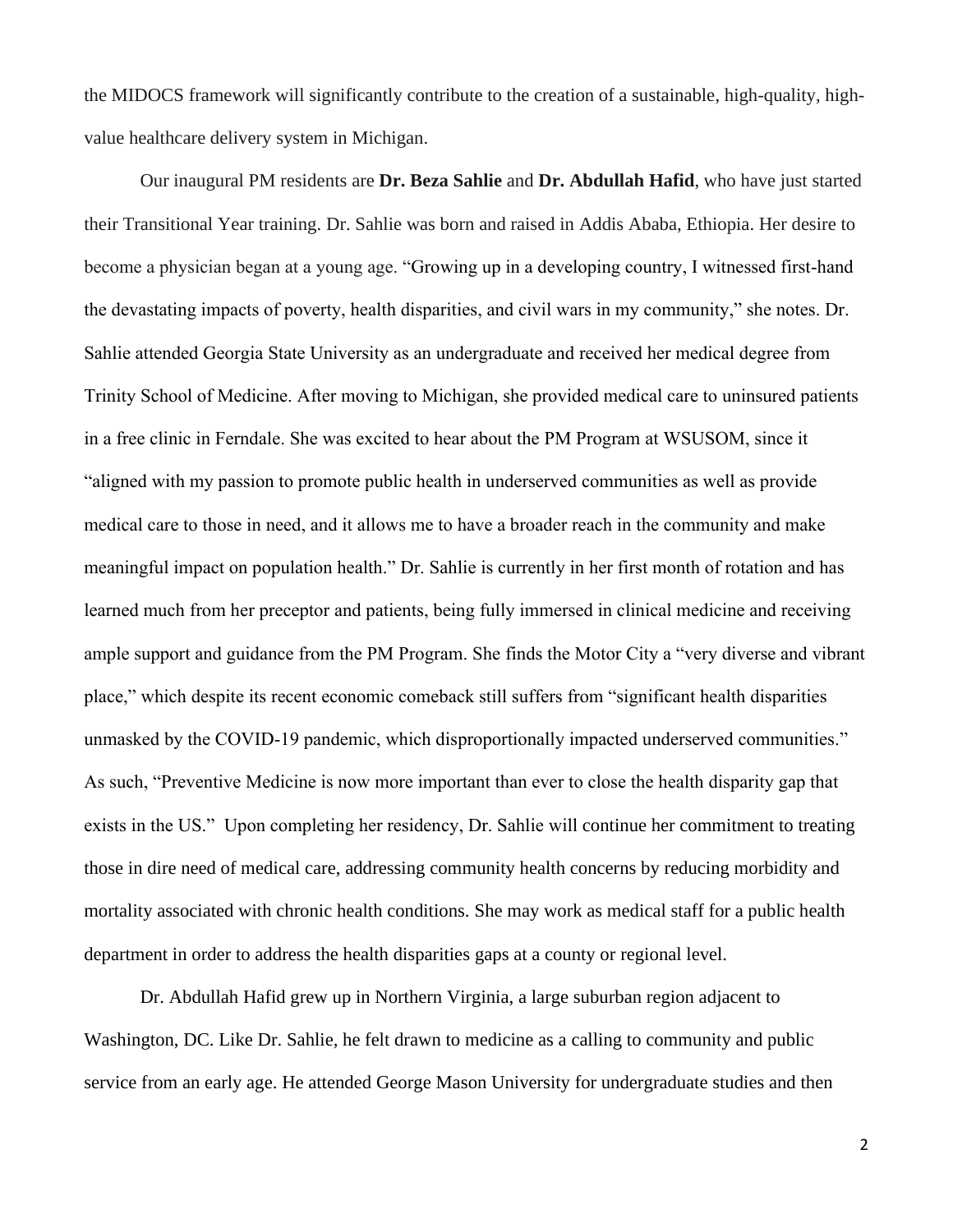the MIDOCS framework will significantly contribute to the creation of a sustainable, high-quality, high-value healthcare delivery system in Michigan.

Our inaugural PM residents are **Dr. Beza Sahlie** and **Dr. Abdullah Hafid**, who have just started their Transitional Year training. Dr. Sahlie was born and raised in Addis Ababa, Ethiopia. Her desire to become a physician began at a young age. "Growing up in a developing country, I witnessed first-hand the devastating impacts of poverty, health disparities, and civil wars in my community," she notes. Dr. Sahlie attended Georgia State University as an undergraduate and received her medical degree from Trinity School of Medicine. After moving to Michigan, she provided medical care to uninsured patients in a free clinic in Ferndale. She was excited to hear about the PM Program at WSUSOM, since it "aligned with my passion to promote public health in underserved communities as well as provide medical care to those in need, and it allows me to have a broader reach in the community and make meaningful impact on population health." Dr. Sahlie is currently in her first month of rotation and has learned much from her preceptor and patients, being fully immersed in clinical medicine and receiving ample support and guidance from the PM Program. She finds the Motor City a "very diverse and vibrant place," which despite its recent economic comeback still suffers from "significant health disparities unmasked by the COVID-19 pandemic, which disproportionally impacted underserved communities." As such, "Preventive Medicine is now more important than ever to close the health disparity gap that exists in the US." Upon completing her residency, Dr. Sahlie will continue her commitment to treating those in dire need of medical care, addressing community health concerns by reducing morbidity and mortality associated with chronic health conditions. She may work as medical staff for a public health department in order to address the health disparities gaps at a county or regional level.

Dr. Abdullah Hafid grew up in Northern Virginia, a large suburban region adjacent to Washington, DC. Like Dr. Sahlie, he felt drawn to medicine as a calling to community and public service from an early age. He attended George Mason University for undergraduate studies and then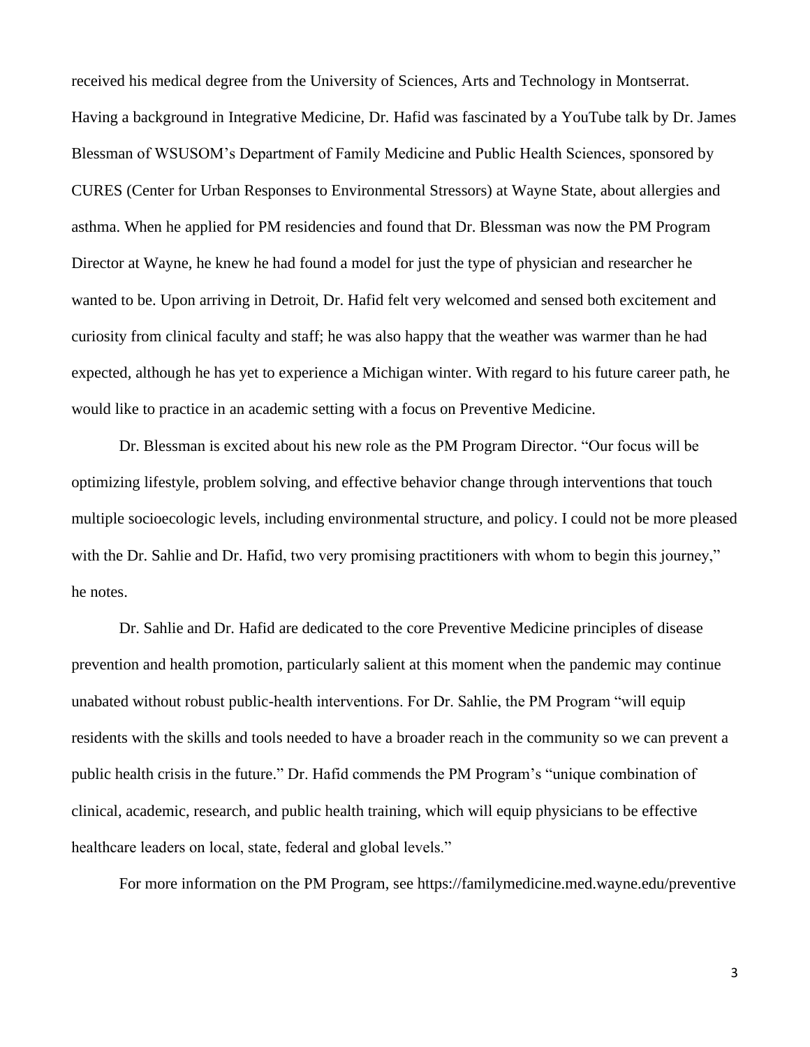received his medical degree from the University of Sciences, Arts and Technology in Montserrat. Having a background in Integrative Medicine, Dr. Hafid was fascinated by a YouTube talk by Dr. James Blessman of WSUSOM's Department of Family Medicine and Public Health Sciences, sponsored by CURES (Center for Urban Responses to Environmental Stressors) at Wayne State, about allergies and asthma. When he applied for PM residencies and found that Dr. Blessman was now the PM Program Director at Wayne, he knew he had found a model for just the type of physician and researcher he wanted to be. Upon arriving in Detroit, Dr. Hafid felt very welcomed and sensed both excitement and curiosity from clinical faculty and staff; he was also happy that the weather was warmer than he had expected, although he has yet to experience a Michigan winter. With regard to his future career path, he would like to practice in an academic setting with a focus on Preventive Medicine.

Dr. Blessman is excited about his new role as the PM Program Director. "Our focus will be optimizing lifestyle, problem solving, and effective behavior change through interventions that touch multiple socioecologic levels, including environmental structure, and policy. I could not be more pleased with the Dr. Sahlie and Dr. Hafid, two very promising practitioners with whom to begin this journey," he notes.

Dr. Sahlie and Dr. Hafid are dedicated to the core Preventive Medicine principles of disease prevention and health promotion, particularly salient at this moment when the pandemic may continue unabated without robust public-health interventions. For Dr. Sahlie, the PM Program "will equip residents with the skills and tools needed to have a broader reach in the community so we can prevent a public health crisis in the future." Dr. Hafid commends the PM Program's "unique combination of clinical, academic, research, and public health training, which will equip physicians to be effective healthcare leaders on local, state, federal and global levels."

For more information on the PM Program, see https://familymedicine.med.wayne.edu/preventive